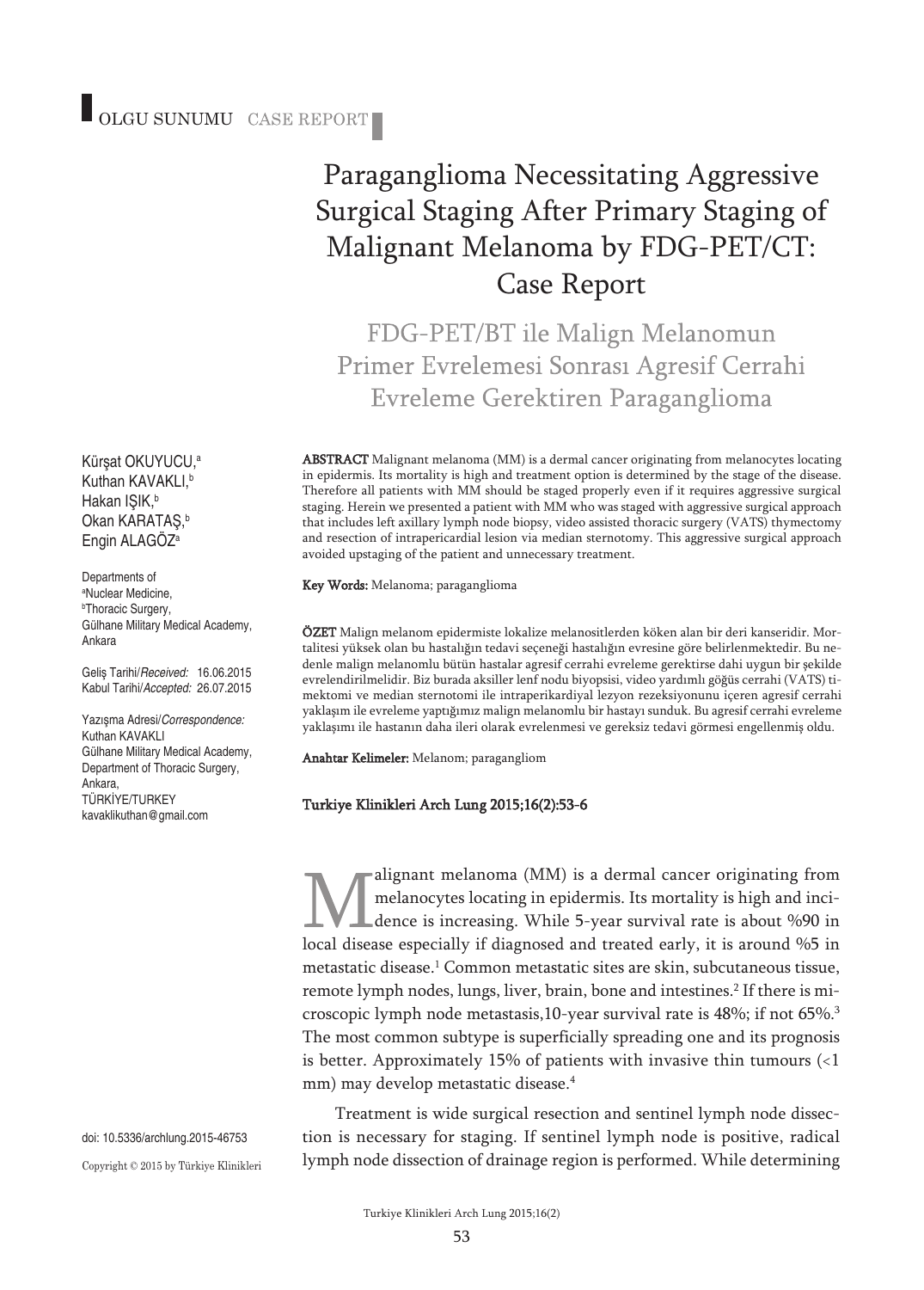OLGU SUNUMU CASE REPORT

# Paraganglioma Necessitating Aggressive Surgical Staging After Primary Staging of Malignant Melanoma by FDG-PET/CT: Case Report

## FDG-PET/BT ile Malign Melanomun Primer Evrelemesi Sonrası Agresif Cerrahi Evreleme Gerektiren Paraganglioma

Kürşat OKUYUCU,[a]
Kuthan KAVAKLI,[b]
Hakan IŞIK,[b]
Okan KARATAŞ,[b]
Engin ALAGÖZ[a]

Departments of
[a]Nuclear Medicine,
[b]Thoracic Surgery,
Gülhane Military Medical Academy,
Ankara

Geliş Tarihi/*Received:* 16.06.2015
Kabul Tarihi/*Accepted:* 26.07.2015

Yazışma Adresi/*Correspondence:*
Kuthan KAVAKLI
Gülhane Military Medical Academy,
Department of Thoracic Surgery,
Ankara,
TÜRKİYE/TURKEY
kavaklikuthan@gmail.com

**ABSTRACT** Malignant melanoma (MM) is a dermal cancer originating from melanocytes locating in epidermis. Its mortality is high and treatment option is determined by the stage of the disease. Therefore all patients with MM should be staged properly even if it requires aggressive surgical staging. Herein we presented a patient with MM who was staged with aggressive surgical approach that includes left axillary lymph node biopsy, video assisted thoracic surgery (VATS) thymectomy and resection of intrapericardial lesion via median sternotomy. This aggressive surgical approach avoided upstaging of the patient and unnecessary treatment.

**Key Words:** Melanoma; paraganglioma

**ÖZET** Malign melanom epidermiste lokalize melanositlerden köken alan bir deri kanseridir. Mortalitesi yüksek olan bu hastalığın tedavi seçeneği hastalığın evresine göre belirlenmektedir. Bu nedenle malign melanomlu bütün hastalar agresif cerrahi evreleme gerektirse dahi uygun bir şekilde evrelendirilmelidir. Biz burada aksiller lenf nodu biyopsisi, video yardımlı göğüs cerrahi (VATS) timektomi ve median sternotomi ile intraperikardiyal lezyon rezeksiyonunu içeren agresif cerrahi yaklaşım ile evreleme yaptığımız malign melanomlu bir hastayı sunduk. Bu agresif cerrahi evreleme yaklaşımı ile hastanın daha ileri olarak evrelenmesi ve gereksiz tedavi görmesi engellenmiş oldu.

**Anahtar Kelimeler:** Melanom; paragangliom

**Turkiye Klinikleri Arch Lung 2015;16(2):53-6**

Malignant melanoma (MM) is a dermal cancer originating from melanocytes locating in epidermis. Its mortality is high and incidence is increasing. While 5-year survival rate is about %90 in local disease especially if diagnosed and treated early, it is around %5 in metastatic disease.[1] Common metastatic sites are skin, subcutaneous tissue, remote lymph nodes, lungs, liver, brain, bone and intestines.[2] If there is microscopic lymph node metastasis,10-year survival rate is 48%; if not 65%.[3] The most common subtype is superficially spreading one and its prognosis is better. Approximately 15% of patients with invasive thin tumours (<1 mm) may develop metastatic disease.[4]

Treatment is wide surgical resection and sentinel lymph node dissection is necessary for staging. If sentinel lymph node is positive, radical lymph node dissection of drainage region is performed. While determining

doi: 10.5336/archlung.2015-46753

Copyright © 2015 by Türkiye Klinikleri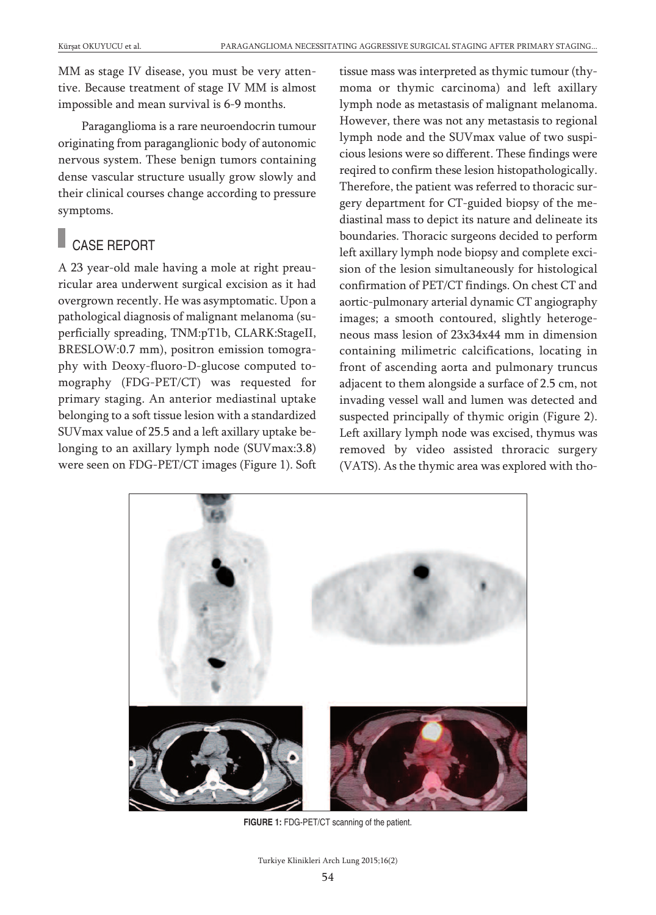MM as stage IV disease, you must be very attentive. Because treatment of stage IV MM is almost impossible and mean survival is 6-9 months.

Paraganglioma is a rare neuroendocrin tumour originating from paraganglionic body of autonomic nervous system. These benign tumors containing dense vascular structure usually grow slowly and their clinical courses change according to pressure symptoms.

## CASE REPORT

A 23 year-old male having a mole at right preauricular area underwent surgical excision as it had overgrown recently. He was asymptomatic. Upon a pathological diagnosis of malignant melanoma (superficially spreading, TNM:pT1b, CLARK:StageII, BRESLOW:0.7 mm), positron emission tomography with Deoxy-fluoro-D-glucose computed tomography (FDG-PET/CT) was requested for primary staging. An anterior mediastinal uptake belonging to a soft tissue lesion with a standardized SUVmax value of 25.5 and a left axillary uptake belonging to an axillary lymph node (SUVmax:3.8) were seen on FDG-PET/CT images (Figure 1). Soft tissue mass was interpreted as thymic tumour (thymoma or thymic carcinoma) and left axillary lymph node as metastasis of malignant melanoma. However, there was not any metastasis to regional lymph node and the SUVmax value of two suspicious lesions were so different. These findings were reqired to confirm these lesion histopathologically. Therefore, the patient was referred to thoracic surgery department for CT-guided biopsy of the mediastinal mass to depict its nature and delineate its boundaries. Thoracic surgeons decided to perform left axillary lymph node biopsy and complete excision of the lesion simultaneously for histological confirmation of PET/CT findings. On chest CT and aortic-pulmonary arterial dynamic CT angiography images; a smooth contoured, slightly heterogeneous mass lesion of 23x34x44 mm in dimension containing milimetric calcifications, locating in front of ascending aorta and pulmonary truncus adjacent to them alongside a surface of 2.5 cm, not invading vessel wall and lumen was detected and suspected principally of thymic origin (Figure 2). Left axillary lymph node was excised, thymus was removed by video assisted throracic surgery (VATS). As the thymic area was explored with tho-

**FIGURE 1:** FDG-PET/CT scanning of the patient.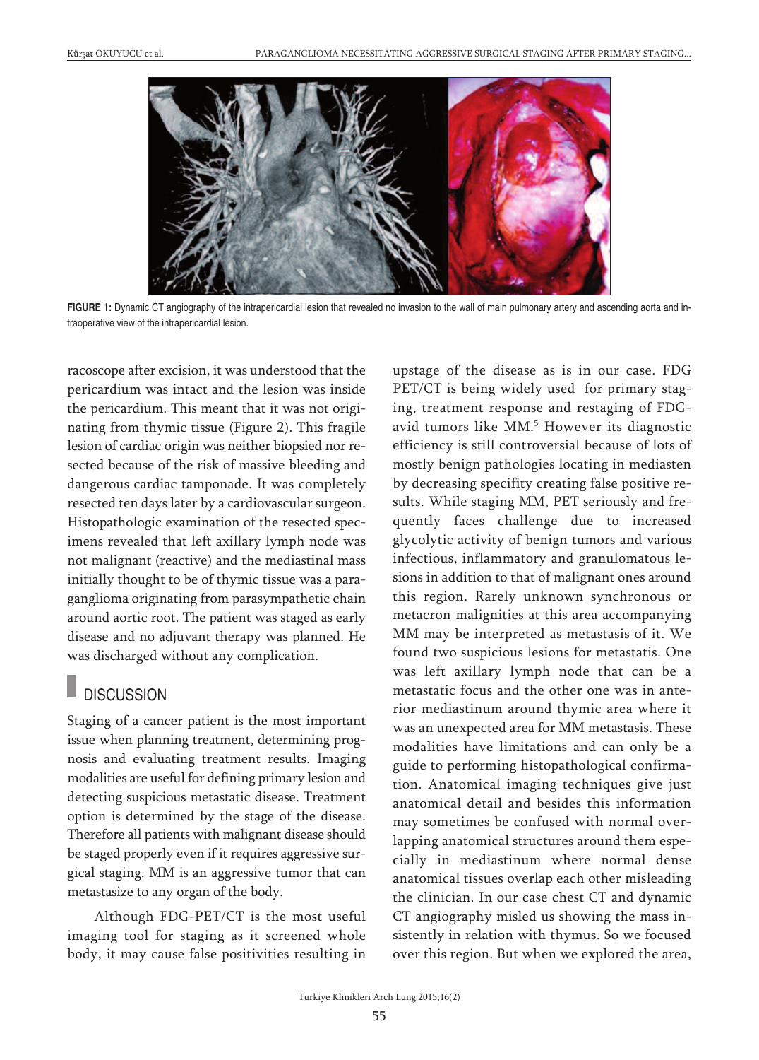**FIGURE 1:** Dynamic CT angiography of the intrapericardial lesion that revealed no invasion to the wall of main pulmonary artery and ascending aorta and intraoperative view of the intrapericardial lesion.

racoscope after excision, it was understood that the pericardium was intact and the lesion was inside the pericardium. This meant that it was not originating from thymic tissue (Figure 2). This fragile lesion of cardiac origin was neither biopsied nor resected because of the risk of massive bleeding and dangerous cardiac tamponade. It was completely resected ten days later by a cardiovascular surgeon. Histopathologic examination of the resected specimens revealed that left axillary lymph node was not malignant (reactive) and the mediastinal mass initially thought to be of thymic tissue was a paraganglioma originating from parasympathetic chain around aortic root. The patient was staged as early disease and no adjuvant therapy was planned. He was discharged without any complication.

## DISCUSSION

Staging of a cancer patient is the most important issue when planning treatment, determining prognosis and evaluating treatment results. Imaging modalities are useful for defining primary lesion and detecting suspicious metastatic disease. Treatment option is determined by the stage of the disease. Therefore all patients with malignant disease should be staged properly even if it requires aggressive surgical staging. MM is an aggressive tumor that can metastasize to any organ of the body.

Although FDG-PET/CT is the most useful imaging tool for staging as it screened whole body, it may cause false positivities resulting in upstage of the disease as is in our case. FDG PET/CT is being widely used for primary staging, treatment response and restaging of FDG-avid tumors like MM.[5] However its diagnostic efficiency is still controversial because of lots of mostly benign pathologies locating in mediasten by decreasing specifity creating false positive results. While staging MM, PET seriously and frequently faces challenge due to increased glycolytic activity of benign tumors and various infectious, inflammatory and granulomatous lesions in addition to that of malignant ones around this region. Rarely unknown synchronous or metacron malignities at this area accompanying MM may be interpreted as metastasis of it. We found two suspicious lesions for metastatis. One was left axillary lymph node that can be a metastatic focus and the other one was in anterior mediastinum around thymic area where it was an unexpected area for MM metastasis. These modalities have limitations and can only be a guide to performing histopathological confirmation. Anatomical imaging techniques give just anatomical detail and besides this information may sometimes be confused with normal overlapping anatomical structures around them especially in mediastinum where normal dense anatomical tissues overlap each other misleading the clinician. In our case chest CT and dynamic CT angiography misled us showing the mass insistently in relation with thymus. So we focused over this region. But when we explored the area,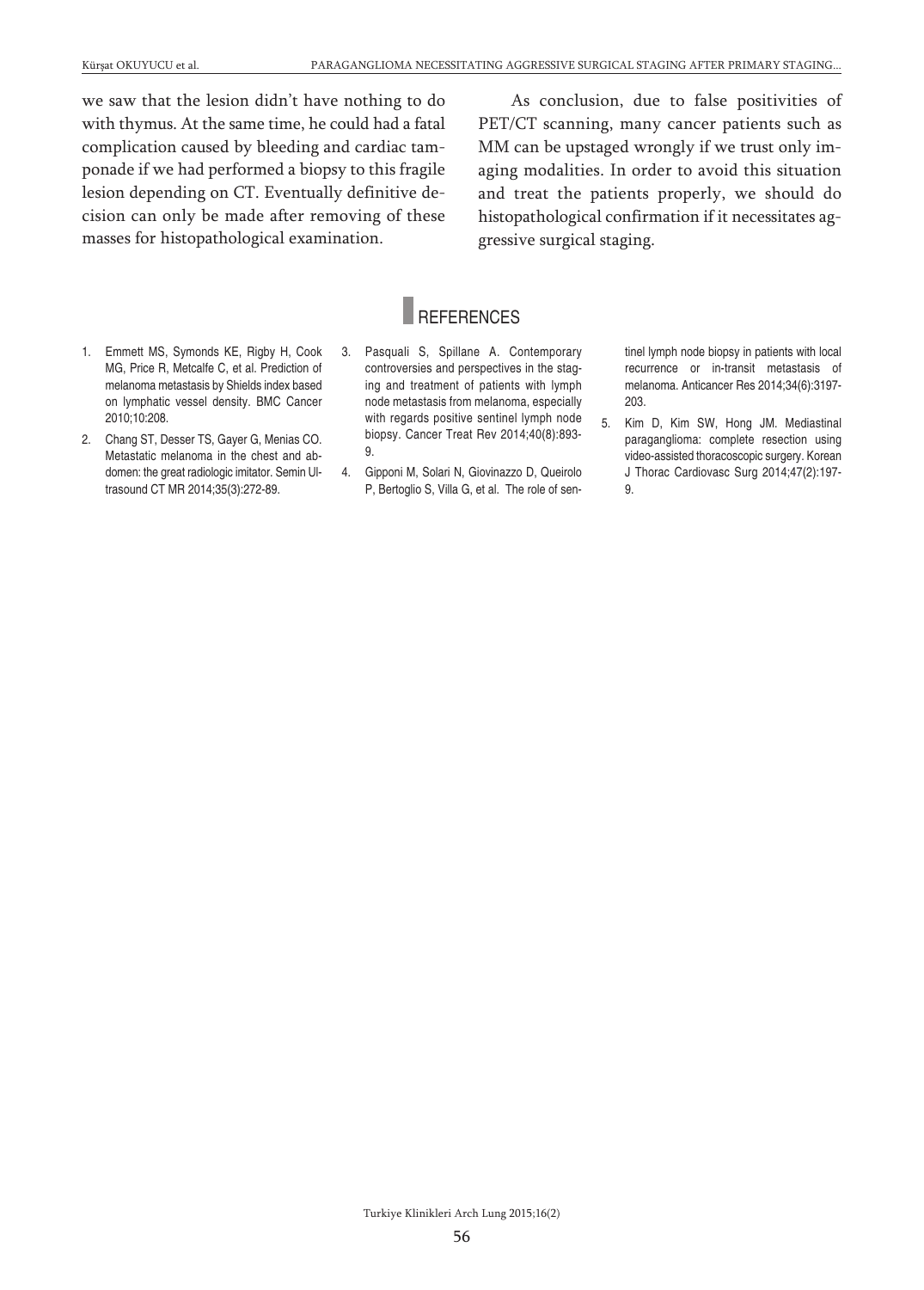we saw that the lesion didn't have nothing to do with thymus. At the same time, he could had a fatal complication caused by bleeding and cardiac tamponade if we had performed a biopsy to this fragile lesion depending on CT. Eventually definitive decision can only be made after removing of these masses for histopathological examination.

As conclusion, due to false positivities of PET/CT scanning, many cancer patients such as MM can be upstaged wrongly if we trust only imaging modalities. In order to avoid this situation and treat the patients properly, we should do histopathological confirmation if it necessitates aggressive surgical staging.

## REFERENCES

1. Emmett MS, Symonds KE, Rigby H, Cook MG, Price R, Metcalfe C, et al. Prediction of melanoma metastasis by Shields index based on lymphatic vessel density. BMC Cancer 2010;10:208.
2. Chang ST, Desser TS, Gayer G, Menias CO. Metastatic melanoma in the chest and abdomen: the great radiologic imitator. Semin Ultrasound CT MR 2014;35(3):272-89.
3. Pasquali S, Spillane A. Contemporary controversies and perspectives in the staging and treatment of patients with lymph node metastasis from melanoma, especially with regards positive sentinel lymph node biopsy. Cancer Treat Rev 2014;40(8):893-9.
4. Gipponi M, Solari N, Giovinazzo D, Queirolo P, Bertoglio S, Villa G, et al. The role of sentinel lymph node biopsy in patients with local recurrence or in-transit metastasis of melanoma. Anticancer Res 2014;34(6):3197-203.
5. Kim D, Kim SW, Hong JM. Mediastinal paraganglioma: complete resection using video-assisted thoracoscopic surgery. Korean J Thorac Cardiovasc Surg 2014;47(2):197-9.